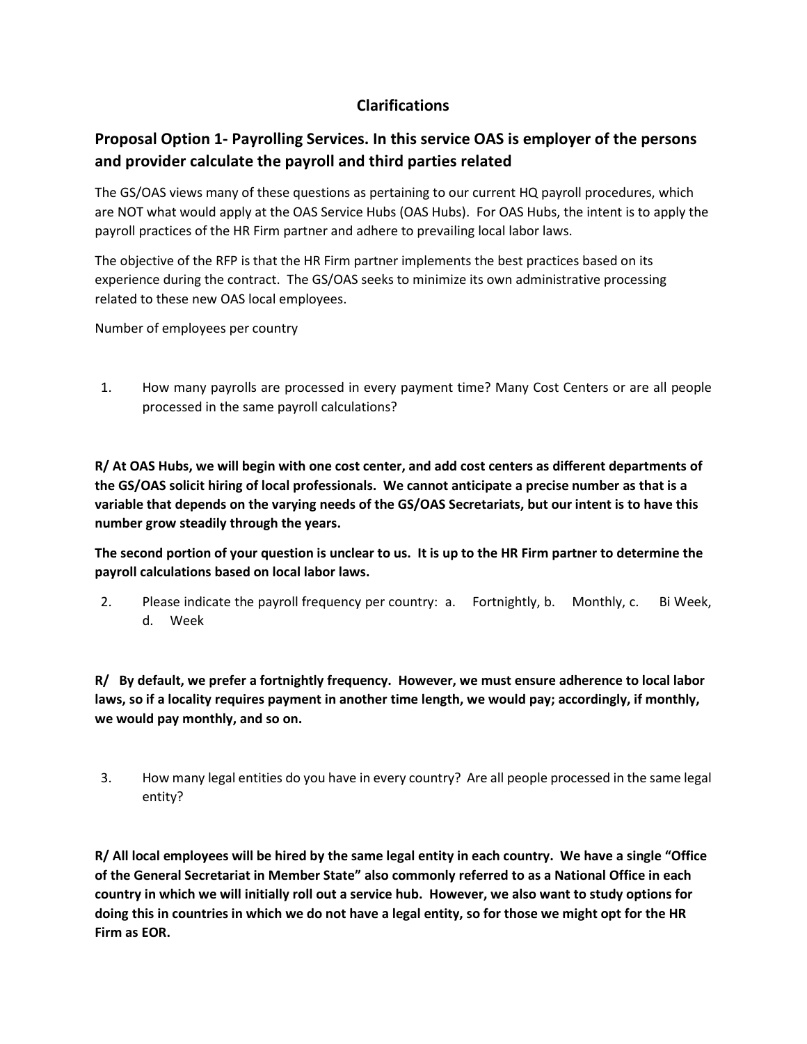# Clarifications

## Proposal Option 1- Payrolling Services. In this service OAS is employer of the persons and provider calculate the payroll and third parties related

The GS/OAS views many of these questions as pertaining to our current HQ payroll procedures, which are NOT what would apply at the OAS Service Hubs (OAS Hubs). For OAS Hubs, the intent is to apply the payroll practices of the HR Firm partner and adhere to prevailing local labor laws.

The objective of the RFP is that the HR Firm partner implements the best practices based on its experience during the contract. The GS/OAS seeks to minimize its own administrative processing related to these new OAS local employees.

Number of employees per country

1. How many payrolls are processed in every payment time? Many Cost Centers or are all people processed in the same payroll calculations?

**R/ At OAS Hubs, we will begin with one cost center, and add cost centers as different departments of the GS/OAS solicit hiring of local professionals. We cannot anticipate a precise number as that is a variable that depends on the varying needs of the GS/OAS Secretariats, but our intent is to have this number grow steadily through the years.**

**The second portion of your question is unclear to us. It is up to the HR Firm partner to determine the payroll calculations based on local labor laws.**

2. Please indicate the payroll frequency per country: a. Fortnightly, b. Monthly, c. Bi Week, d. Week

**R/ By default, we prefer a fortnightly frequency. However, we must ensure adherence to local labor laws, so if a locality requires payment in another time length, we would pay; accordingly, if monthly, we would pay monthly, and so on.**

3. How many legal entities do you have in every country? Are all people processed in the same legal entity?

**R/ All local employees will be hired by the same legal entity in each country. We have a single "Office of the General Secretariat in Member State" also commonly referred to as a National Office in each country in which we will initially roll out a service hub. However, we also want to study options for doing this in countries in which we do not have a legal entity, so for those we might opt for the HR Firm as EOR.**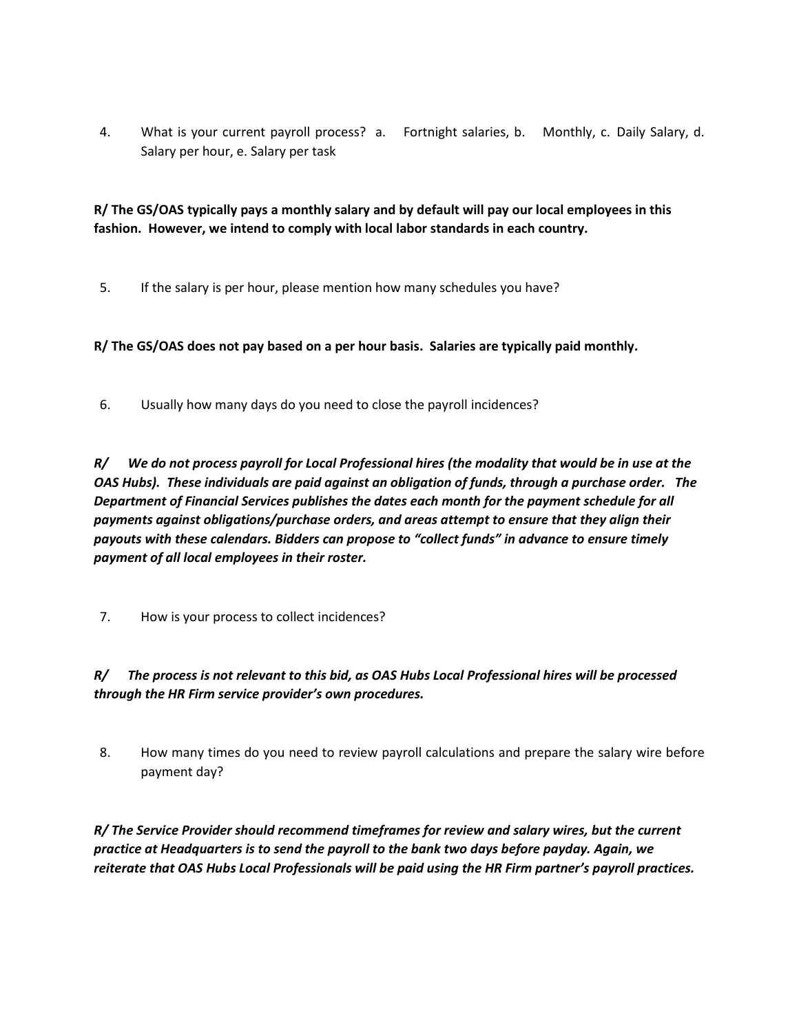4. What is your current payroll process? a. Fortnight salaries, b. Monthly, c. Daily Salary, d. Salary per hour, e. Salary per task

**R/ The GS/OAS typically pays a monthly salary and by default will pay our local employees in this fashion. However, we intend to comply with local labor standards in each country.**

5. If the salary is per hour, please mention how many schedules you have?

**R/ The GS/OAS does not pay based on a per hour basis. Salaries are typically paid monthly.**

6. Usually how many days do you need to close the payroll incidences?

***R/ We do not process payroll for Local Professional hires (the modality that would be in use at the OAS Hubs). These individuals are paid against an obligation of funds, through a purchase order. The Department of Financial Services publishes the dates each month for the payment schedule for all payments against obligations/purchase orders, and areas attempt to ensure that they align their payouts with these calendars. Bidders can propose to "collect funds" in advance to ensure timely payment of all local employees in their roster.***

7. How is your process to collect incidences?

***R/ The process is not relevant to this bid, as OAS Hubs Local Professional hires will be processed through the HR Firm service provider's own procedures.***

8. How many times do you need to review payroll calculations and prepare the salary wire before payment day?

***R/ The Service Provider should recommend timeframes for review and salary wires, but the current practice at Headquarters is to send the payroll to the bank two days before payday. Again, we reiterate that OAS Hubs Local Professionals will be paid using the HR Firm partner's payroll practices.***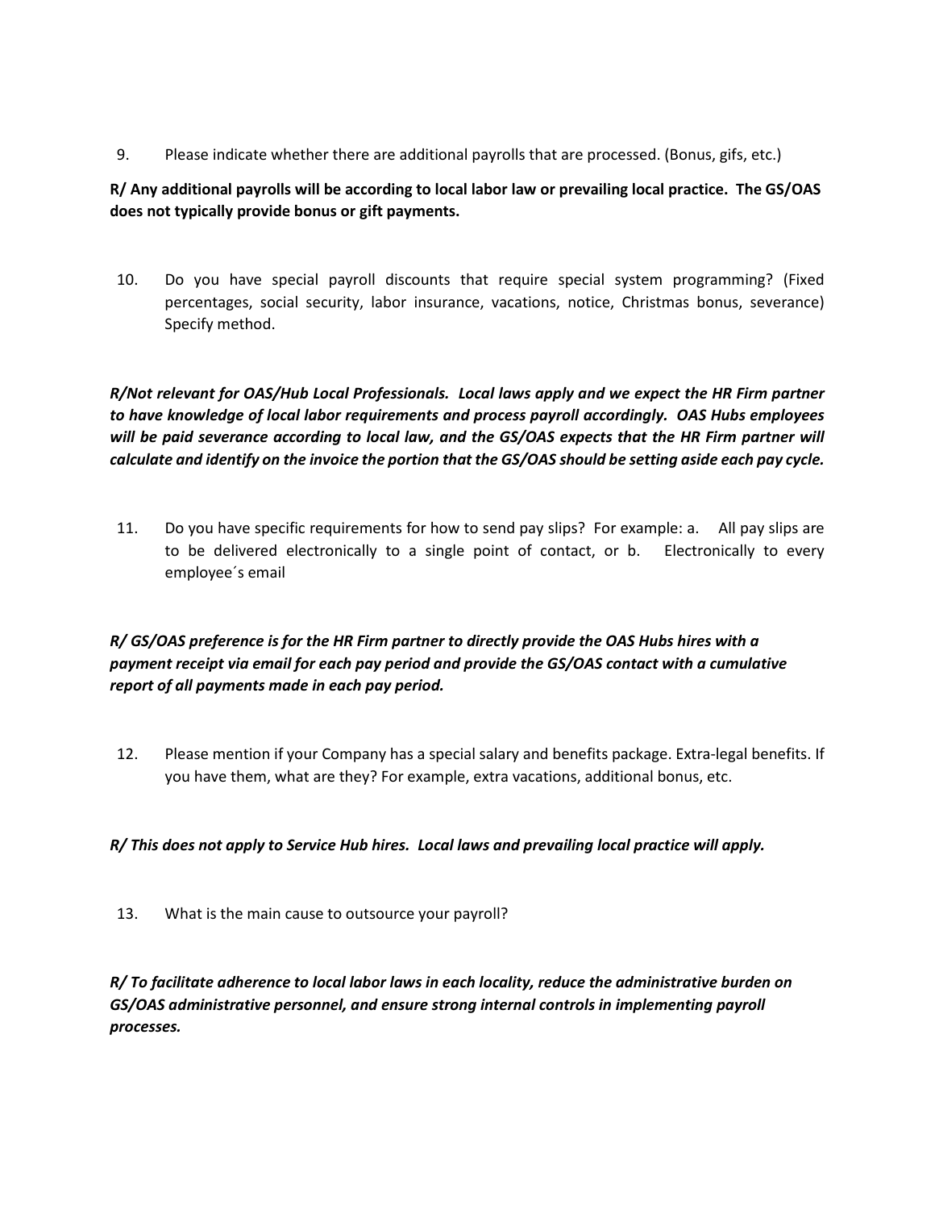9. Please indicate whether there are additional payrolls that are processed. (Bonus, gifs, etc.)

**R/ Any additional payrolls will be according to local labor law or prevailing local practice. The GS/OAS does not typically provide bonus or gift payments.**

10. Do you have special payroll discounts that require special system programming? (Fixed percentages, social security, labor insurance, vacations, notice, Christmas bonus, severance) Specify method.

***R/Not relevant for OAS/Hub Local Professionals. Local laws apply and we expect the HR Firm partner to have knowledge of local labor requirements and process payroll accordingly. OAS Hubs employees will be paid severance according to local law, and the GS/OAS expects that the HR Firm partner will calculate and identify on the invoice the portion that the GS/OAS should be setting aside each pay cycle.***

11. Do you have specific requirements for how to send pay slips? For example: a. All pay slips are to be delivered electronically to a single point of contact, or b. Electronically to every employee´s email

***R/ GS/OAS preference is for the HR Firm partner to directly provide the OAS Hubs hires with a payment receipt via email for each pay period and provide the GS/OAS contact with a cumulative report of all payments made in each pay period.***

12. Please mention if your Company has a special salary and benefits package. Extra-legal benefits. If you have them, what are they? For example, extra vacations, additional bonus, etc.

***R/ This does not apply to Service Hub hires. Local laws and prevailing local practice will apply.***

13. What is the main cause to outsource your payroll?

***R/ To facilitate adherence to local labor laws in each locality, reduce the administrative burden on GS/OAS administrative personnel, and ensure strong internal controls in implementing payroll processes.***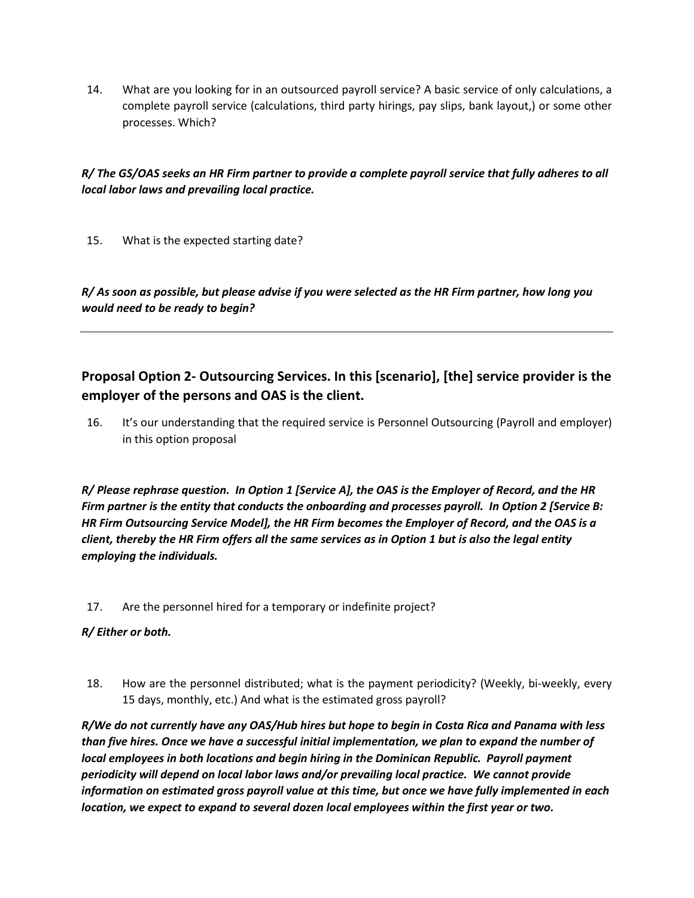14. What are you looking for in an outsourced payroll service? A basic service of only calculations, a complete payroll service (calculations, third party hirings, pay slips, bank layout,) or some other processes. Which?

***R/ The GS/OAS seeks an HR Firm partner to provide a complete payroll service that fully adheres to all local labor laws and prevailing local practice.***

15. What is the expected starting date?

***R/ As soon as possible, but please advise if you were selected as the HR Firm partner, how long you would need to be ready to begin?***

---

## Proposal Option 2- Outsourcing Services. In this [scenario], [the] service provider is the employer of the persons and OAS is the client.

16. It's our understanding that the required service is Personnel Outsourcing (Payroll and employer) in this option proposal

***R/ Please rephrase question. In Option 1 [Service A], the OAS is the Employer of Record, and the HR Firm partner is the entity that conducts the onboarding and processes payroll. In Option 2 [Service B: HR Firm Outsourcing Service Model], the HR Firm becomes the Employer of Record, and the OAS is a client, thereby the HR Firm offers all the same services as in Option 1 but is also the legal entity employing the individuals.***

17. Are the personnel hired for a temporary or indefinite project?

***R/ Either or both.***

18. How are the personnel distributed; what is the payment periodicity? (Weekly, bi-weekly, every 15 days, monthly, etc.) And what is the estimated gross payroll?

***R/We do not currently have any OAS/Hub hires but hope to begin in Costa Rica and Panama with less than five hires. Once we have a successful initial implementation, we plan to expand the number of local employees in both locations and begin hiring in the Dominican Republic. Payroll payment periodicity will depend on local labor laws and/or prevailing local practice. We cannot provide information on estimated gross payroll value at this time, but once we have fully implemented in each location, we expect to expand to several dozen local employees within the first year or two.***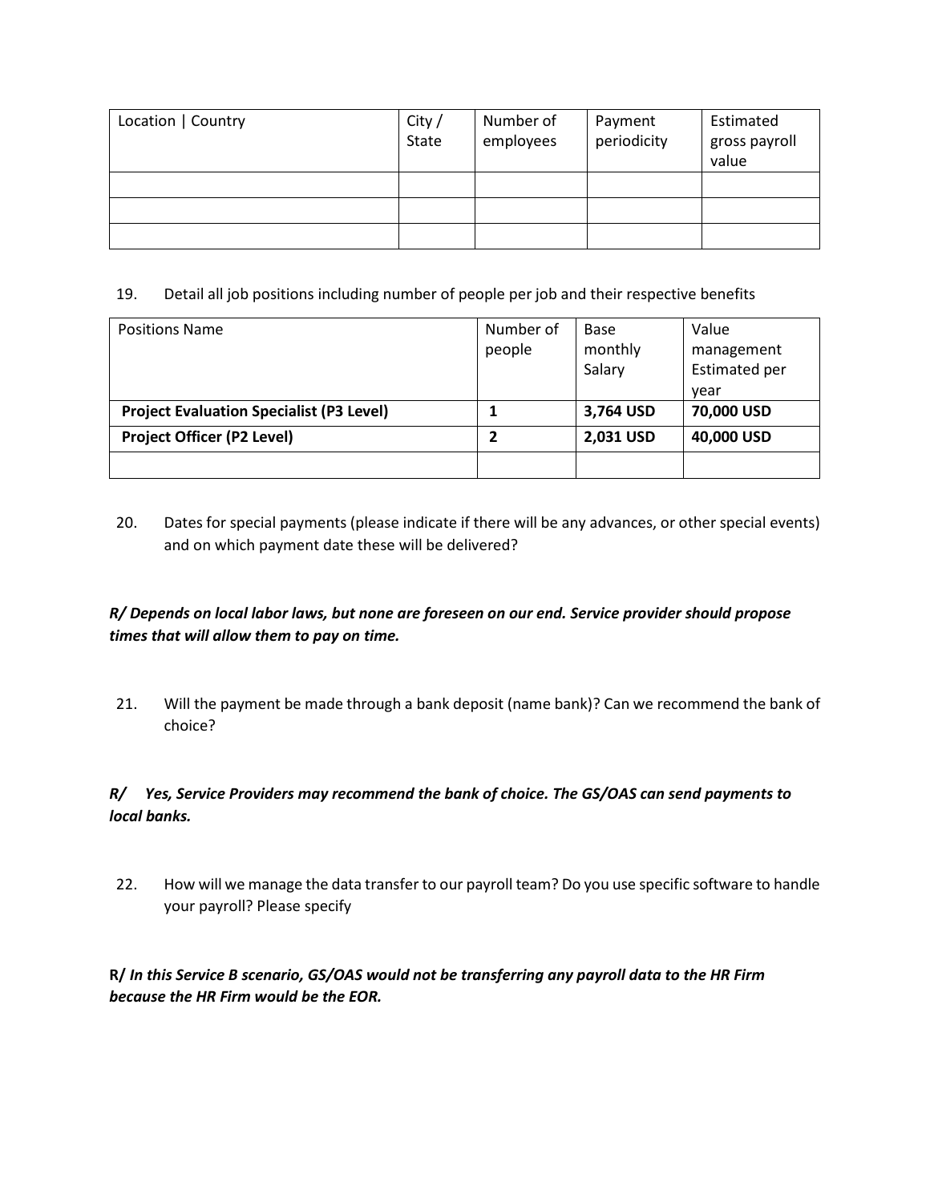| Location \| Country | City / State | Number of employees | Payment periodicity | Estimated gross payroll value |
|---|---|---|---|---|
| | | | | |
| | | | | |
| | | | | |

19. Detail all job positions including number of people per job and their respective benefits

| Positions Name | Number of people | Base monthly Salary | Value management Estimated per year |
|---|---|---|---|
| **Project Evaluation Specialist (P3 Level)** | **1** | **3,764 USD** | **70,000 USD** |
| **Project Officer (P2 Level)** | **2** | **2,031 USD** | **40,000 USD** |
| | | | |

20. Dates for special payments (please indicate if there will be any advances, or other special events) and on which payment date these will be delivered?

***R/ Depends on local labor laws, but none are foreseen on our end. Service provider should propose times that will allow them to pay on time.***

21. Will the payment be made through a bank deposit (name bank)? Can we recommend the bank of choice?

***R/ Yes, Service Providers may recommend the bank of choice. The GS/OAS can send payments to local banks.***

22. How will we manage the data transfer to our payroll team? Do you use specific software to handle your payroll? Please specify

**R/** ***In this Service B scenario, GS/OAS would not be transferring any payroll data to the HR Firm because the HR Firm would be the EOR.***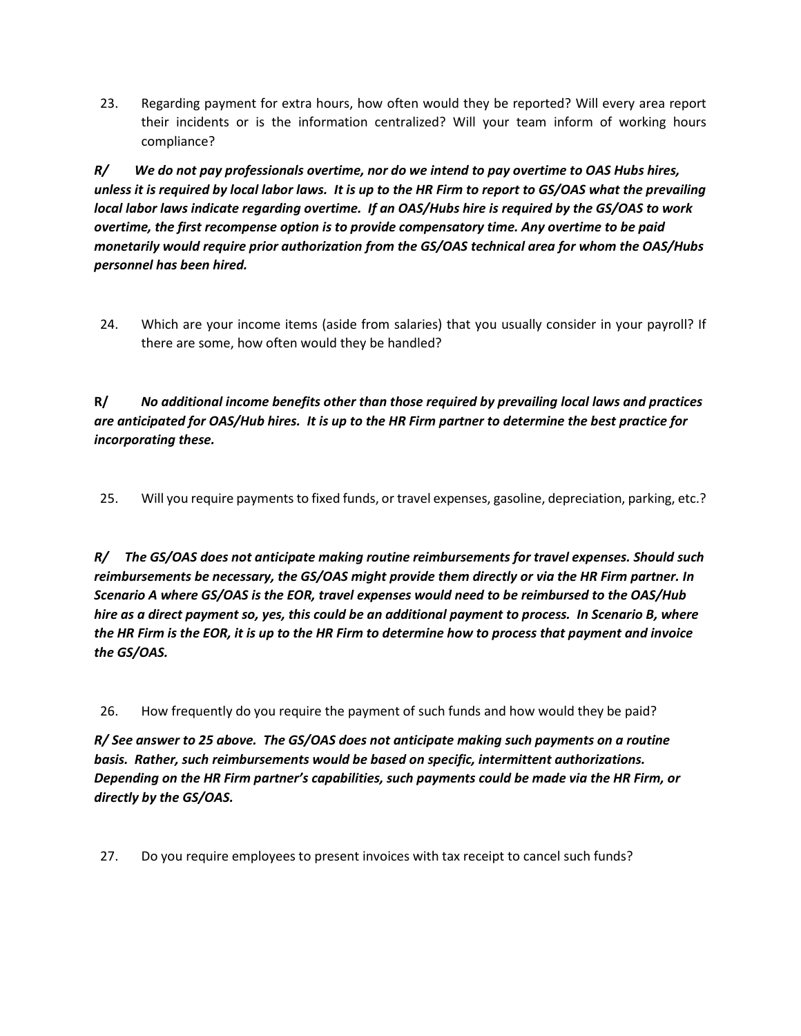23. Regarding payment for extra hours, how often would they be reported? Will every area report their incidents or is the information centralized? Will your team inform of working hours compliance?

***R/ We do not pay professionals overtime, nor do we intend to pay overtime to OAS Hubs hires, unless it is required by local labor laws. It is up to the HR Firm to report to GS/OAS what the prevailing local labor laws indicate regarding overtime. If an OAS/Hubs hire is required by the GS/OAS to work overtime, the first recompense option is to provide compensatory time. Any overtime to be paid monetarily would require prior authorization from the GS/OAS technical area for whom the OAS/Hubs personnel has been hired.***

24. Which are your income items (aside from salaries) that you usually consider in your payroll? If there are some, how often would they be handled?

**R/** ***No additional income benefits other than those required by prevailing local laws and practices are anticipated for OAS/Hub hires. It is up to the HR Firm partner to determine the best practice for incorporating these.***

25. Will you require payments to fixed funds, or travel expenses, gasoline, depreciation, parking, etc.?

***R/ The GS/OAS does not anticipate making routine reimbursements for travel expenses. Should such reimbursements be necessary, the GS/OAS might provide them directly or via the HR Firm partner. In Scenario A where GS/OAS is the EOR, travel expenses would need to be reimbursed to the OAS/Hub hire as a direct payment so, yes, this could be an additional payment to process. In Scenario B, where the HR Firm is the EOR, it is up to the HR Firm to determine how to process that payment and invoice the GS/OAS.***

26. How frequently do you require the payment of such funds and how would they be paid?

***R/ See answer to 25 above. The GS/OAS does not anticipate making such payments on a routine basis. Rather, such reimbursements would be based on specific, intermittent authorizations. Depending on the HR Firm partner's capabilities, such payments could be made via the HR Firm, or directly by the GS/OAS.***

27. Do you require employees to present invoices with tax receipt to cancel such funds?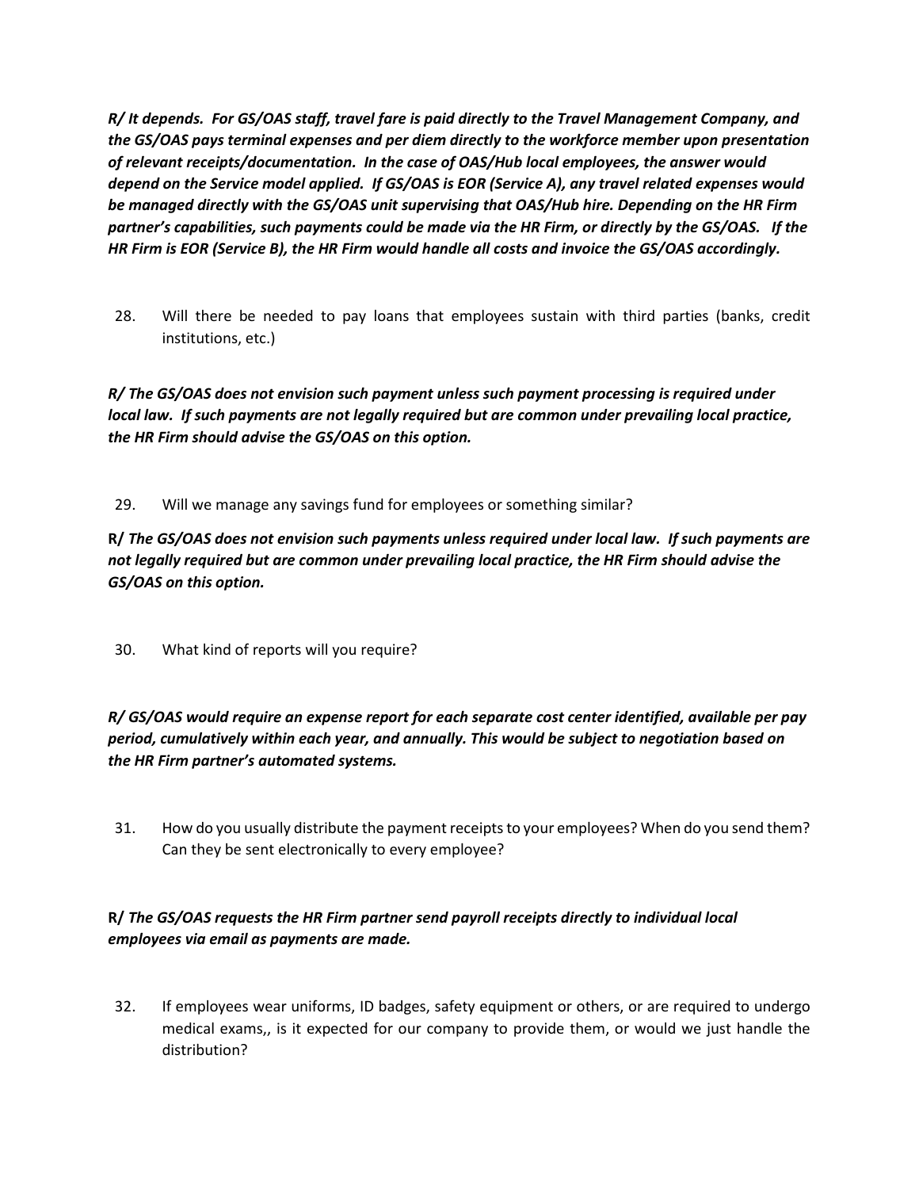***R/ It depends. For GS/OAS staff, travel fare is paid directly to the Travel Management Company, and the GS/OAS pays terminal expenses and per diem directly to the workforce member upon presentation of relevant receipts/documentation. In the case of OAS/Hub local employees, the answer would depend on the Service model applied. If GS/OAS is EOR (Service A), any travel related expenses would be managed directly with the GS/OAS unit supervising that OAS/Hub hire. Depending on the HR Firm partner's capabilities, such payments could be made via the HR Firm, or directly by the GS/OAS. If the HR Firm is EOR (Service B), the HR Firm would handle all costs and invoice the GS/OAS accordingly.***

28. Will there be needed to pay loans that employees sustain with third parties (banks, credit institutions, etc.)

***R/ The GS/OAS does not envision such payment unless such payment processing is required under local law. If such payments are not legally required but are common under prevailing local practice, the HR Firm should advise the GS/OAS on this option.***

29. Will we manage any savings fund for employees or something similar?

**R/** ***The GS/OAS does not envision such payments unless required under local law. If such payments are not legally required but are common under prevailing local practice, the HR Firm should advise the GS/OAS on this option.***

30. What kind of reports will you require?

***R/ GS/OAS would require an expense report for each separate cost center identified, available per pay period, cumulatively within each year, and annually. This would be subject to negotiation based on the HR Firm partner's automated systems.***

31. How do you usually distribute the payment receipts to your employees? When do you send them? Can they be sent electronically to every employee?

**R/** ***The GS/OAS requests the HR Firm partner send payroll receipts directly to individual local employees via email as payments are made.***

32. If employees wear uniforms, ID badges, safety equipment or others, or are required to undergo medical exams,, is it expected for our company to provide them, or would we just handle the distribution?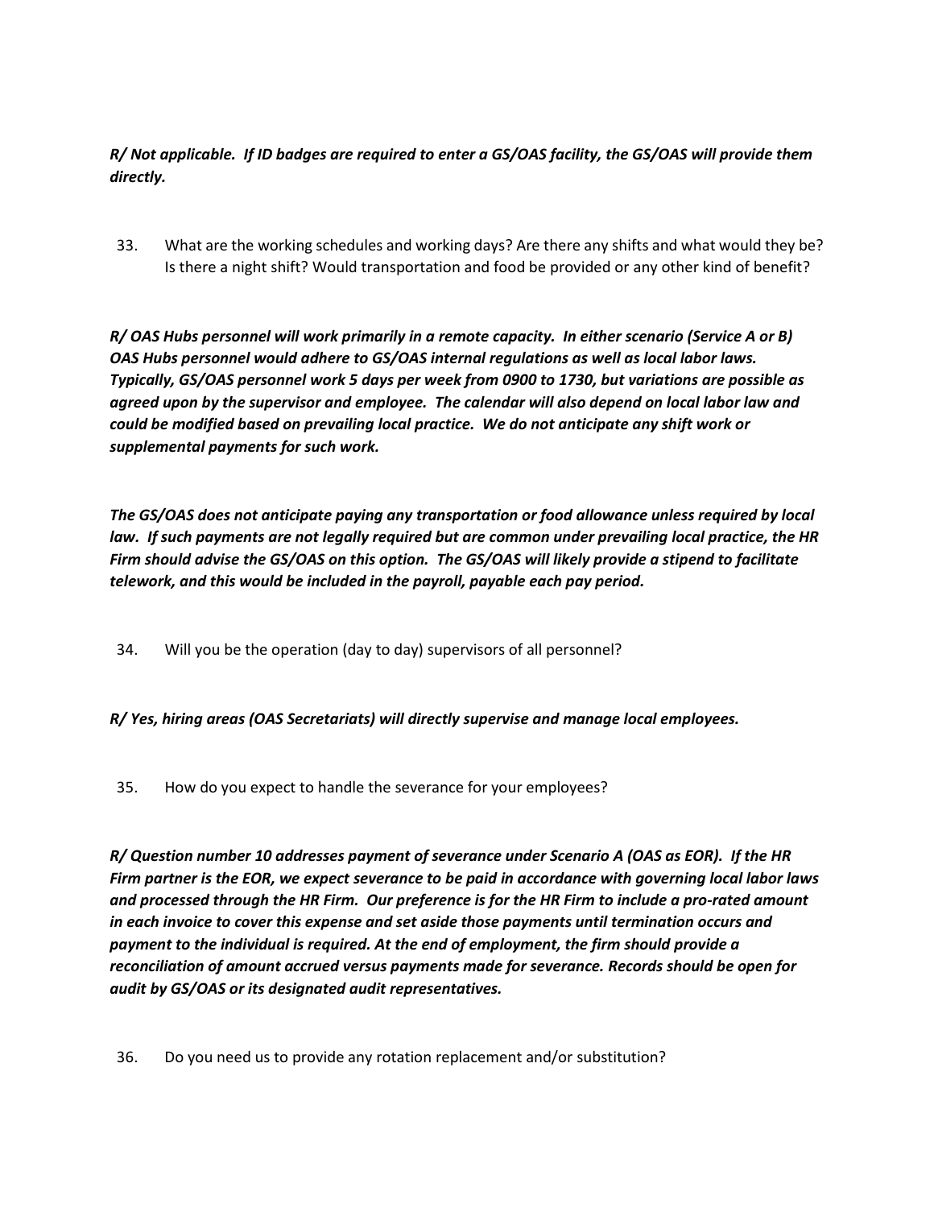***R/ Not applicable. If ID badges are required to enter a GS/OAS facility, the GS/OAS will provide them directly.***

33. What are the working schedules and working days? Are there any shifts and what would they be? Is there a night shift? Would transportation and food be provided or any other kind of benefit?

***R/ OAS Hubs personnel will work primarily in a remote capacity. In either scenario (Service A or B) OAS Hubs personnel would adhere to GS/OAS internal regulations as well as local labor laws. Typically, GS/OAS personnel work 5 days per week from 0900 to 1730, but variations are possible as agreed upon by the supervisor and employee. The calendar will also depend on local labor law and could be modified based on prevailing local practice. We do not anticipate any shift work or supplemental payments for such work.***

***The GS/OAS does not anticipate paying any transportation or food allowance unless required by local law. If such payments are not legally required but are common under prevailing local practice, the HR Firm should advise the GS/OAS on this option. The GS/OAS will likely provide a stipend to facilitate telework, and this would be included in the payroll, payable each pay period.***

34. Will you be the operation (day to day) supervisors of all personnel?

***R/ Yes, hiring areas (OAS Secretariats) will directly supervise and manage local employees.***

35. How do you expect to handle the severance for your employees?

***R/ Question number 10 addresses payment of severance under Scenario A (OAS as EOR). If the HR Firm partner is the EOR, we expect severance to be paid in accordance with governing local labor laws and processed through the HR Firm. Our preference is for the HR Firm to include a pro-rated amount in each invoice to cover this expense and set aside those payments until termination occurs and payment to the individual is required. At the end of employment, the firm should provide a reconciliation of amount accrued versus payments made for severance. Records should be open for audit by GS/OAS or its designated audit representatives.***

36. Do you need us to provide any rotation replacement and/or substitution?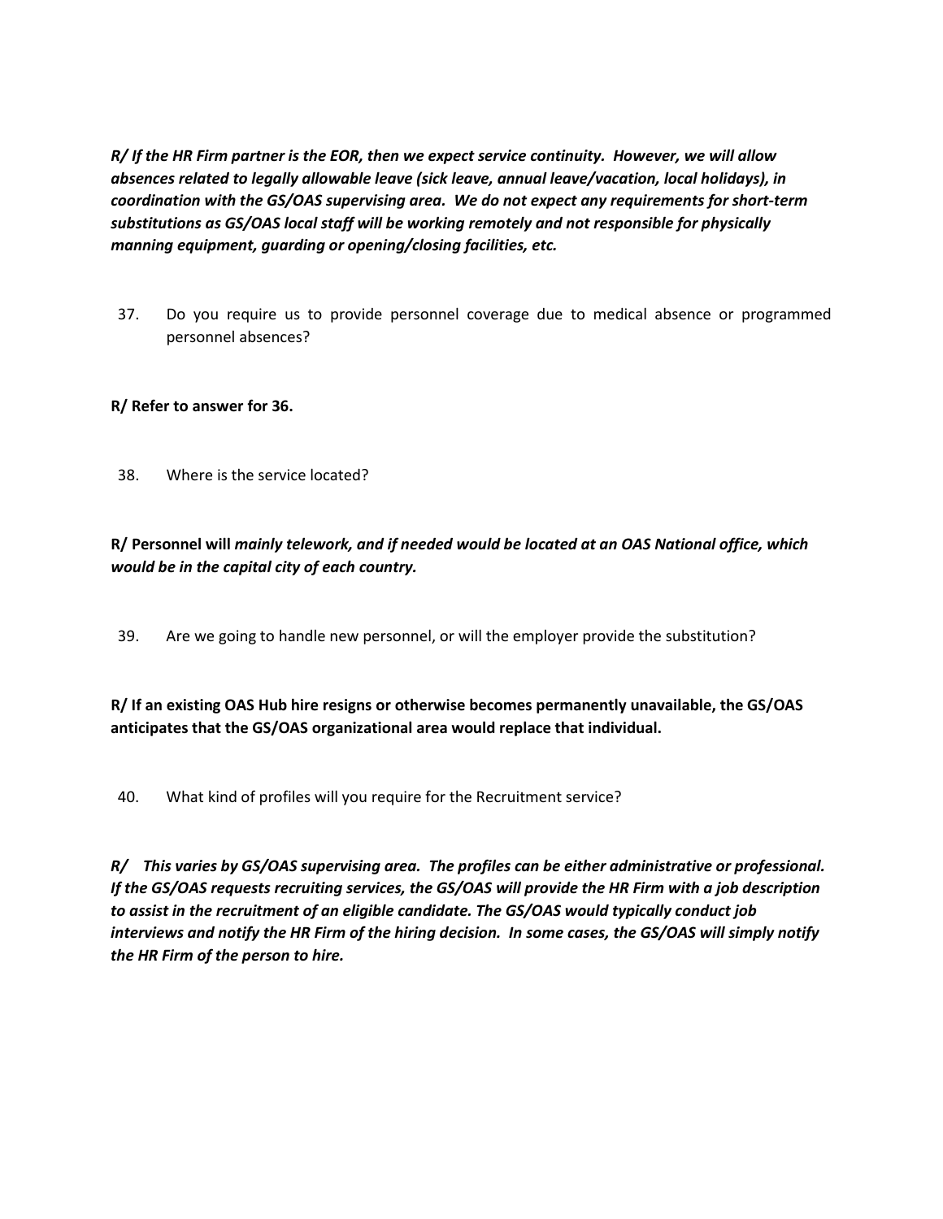***R/ If the HR Firm partner is the EOR, then we expect service continuity. However, we will allow absences related to legally allowable leave (sick leave, annual leave/vacation, local holidays), in coordination with the GS/OAS supervising area. We do not expect any requirements for short-term substitutions as GS/OAS local staff will be working remotely and not responsible for physically manning equipment, guarding or opening/closing facilities, etc.***

37. Do you require us to provide personnel coverage due to medical absence or programmed personnel absences?

**R/ Refer to answer for 36.**

38. Where is the service located?

**R/ Personnel will *mainly telework, and if needed would be located at an OAS National office, which would be in the capital city of each country.***

39. Are we going to handle new personnel, or will the employer provide the substitution?

**R/ If an existing OAS Hub hire resigns or otherwise becomes permanently unavailable, the GS/OAS anticipates that the GS/OAS organizational area would replace that individual.**

40. What kind of profiles will you require for the Recruitment service?

***R/ This varies by GS/OAS supervising area. The profiles can be either administrative or professional. If the GS/OAS requests recruiting services, the GS/OAS will provide the HR Firm with a job description to assist in the recruitment of an eligible candidate. The GS/OAS would typically conduct job interviews and notify the HR Firm of the hiring decision. In some cases, the GS/OAS will simply notify the HR Firm of the person to hire.***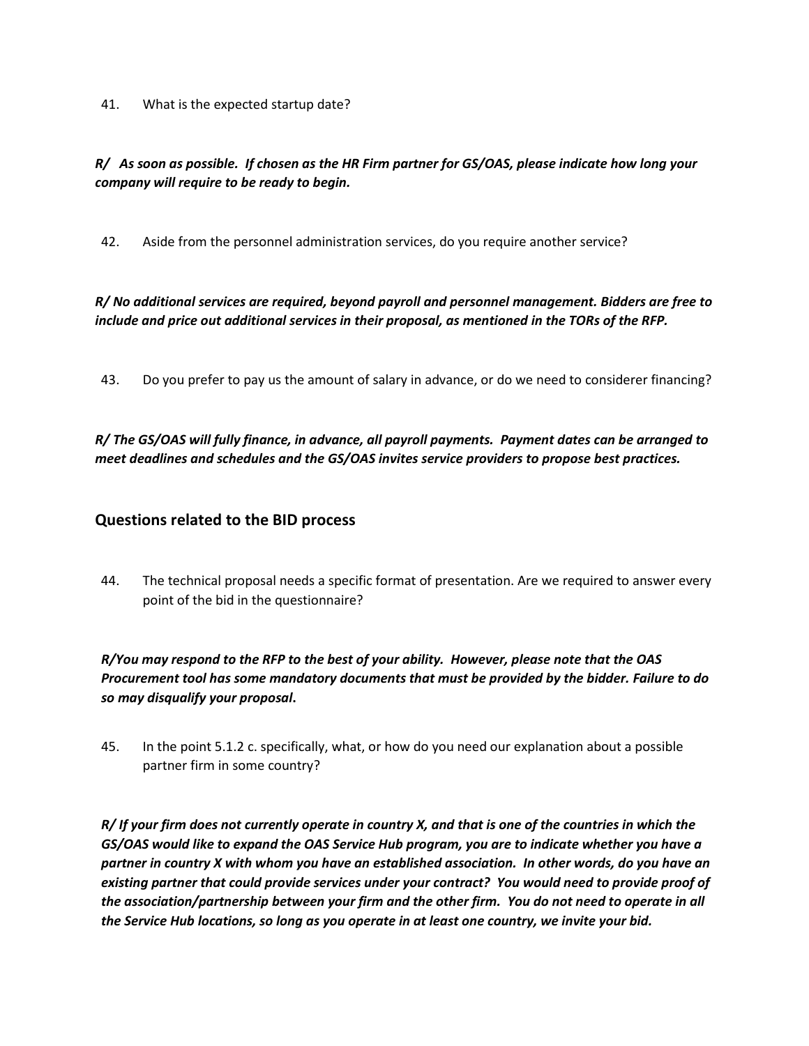41. What is the expected startup date?

***R/ As soon as possible. If chosen as the HR Firm partner for GS/OAS, please indicate how long your company will require to be ready to begin.***

42. Aside from the personnel administration services, do you require another service?

***R/ No additional services are required, beyond payroll and personnel management. Bidders are free to include and price out additional services in their proposal, as mentioned in the TORs of the RFP.***

43. Do you prefer to pay us the amount of salary in advance, or do we need to considerer financing?

***R/ The GS/OAS will fully finance, in advance, all payroll payments. Payment dates can be arranged to meet deadlines and schedules and the GS/OAS invites service providers to propose best practices.***

## Questions related to the BID process

44. The technical proposal needs a specific format of presentation. Are we required to answer every point of the bid in the questionnaire?

***R/You may respond to the RFP to the best of your ability. However, please note that the OAS Procurement tool has some mandatory documents that must be provided by the bidder. Failure to do so may disqualify your proposal.***

45. In the point 5.1.2 c. specifically, what, or how do you need our explanation about a possible partner firm in some country?

***R/ If your firm does not currently operate in country X, and that is one of the countries in which the GS/OAS would like to expand the OAS Service Hub program, you are to indicate whether you have a partner in country X with whom you have an established association. In other words, do you have an existing partner that could provide services under your contract? You would need to provide proof of the association/partnership between your firm and the other firm. You do not need to operate in all the Service Hub locations, so long as you operate in at least one country, we invite your bid.***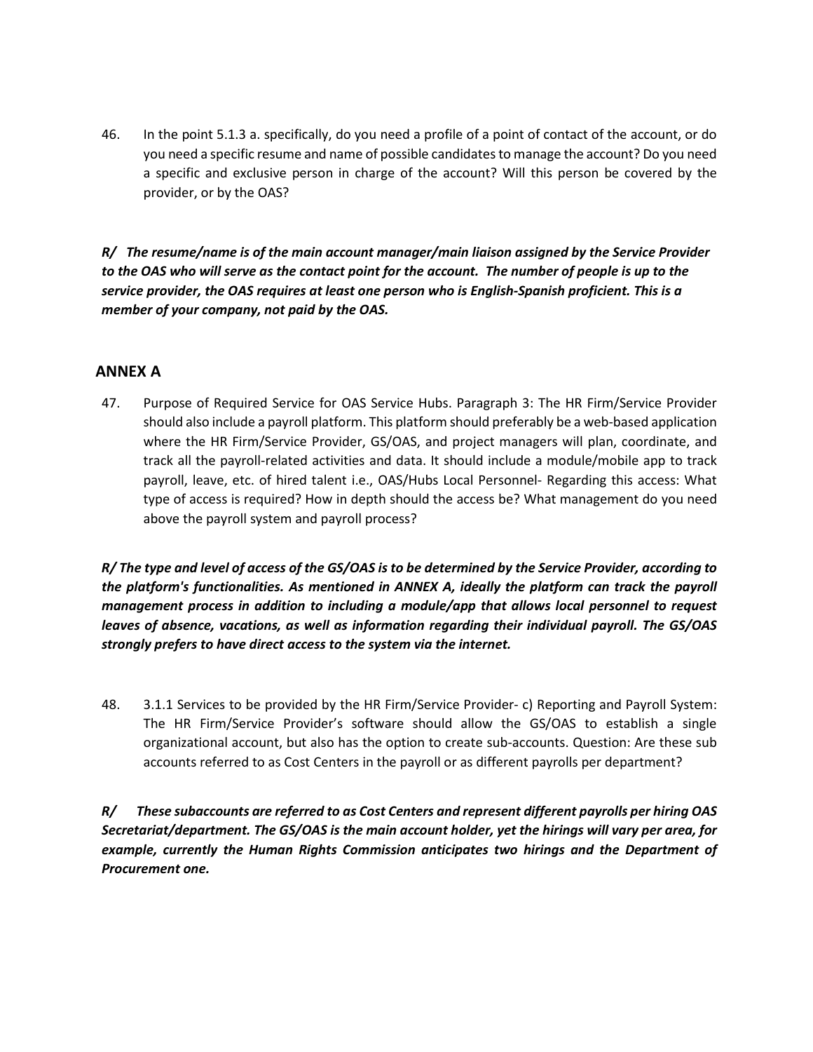46. In the point 5.1.3 a. specifically, do you need a profile of a point of contact of the account, or do you need a specific resume and name of possible candidates to manage the account? Do you need a specific and exclusive person in charge of the account? Will this person be covered by the provider, or by the OAS?

***R/ The resume/name is of the main account manager/main liaison assigned by the Service Provider to the OAS who will serve as the contact point for the account. The number of people is up to the service provider, the OAS requires at least one person who is English-Spanish proficient. This is a member of your company, not paid by the OAS.***

## ANNEX A

47. Purpose of Required Service for OAS Service Hubs. Paragraph 3: The HR Firm/Service Provider should also include a payroll platform. This platform should preferably be a web-based application where the HR Firm/Service Provider, GS/OAS, and project managers will plan, coordinate, and track all the payroll-related activities and data. It should include a module/mobile app to track payroll, leave, etc. of hired talent i.e., OAS/Hubs Local Personnel- Regarding this access: What type of access is required? How in depth should the access be? What management do you need above the payroll system and payroll process?

***R/ The type and level of access of the GS/OAS is to be determined by the Service Provider, according to the platform's functionalities. As mentioned in ANNEX A, ideally the platform can track the payroll management process in addition to including a module/app that allows local personnel to request leaves of absence, vacations, as well as information regarding their individual payroll. The GS/OAS strongly prefers to have direct access to the system via the internet.***

48. 3.1.1 Services to be provided by the HR Firm/Service Provider- c) Reporting and Payroll System: The HR Firm/Service Provider's software should allow the GS/OAS to establish a single organizational account, but also has the option to create sub-accounts. Question: Are these sub accounts referred to as Cost Centers in the payroll or as different payrolls per department?

***R/ These subaccounts are referred to as Cost Centers and represent different payrolls per hiring OAS Secretariat/department. The GS/OAS is the main account holder, yet the hirings will vary per area, for example, currently the Human Rights Commission anticipates two hirings and the Department of Procurement one.***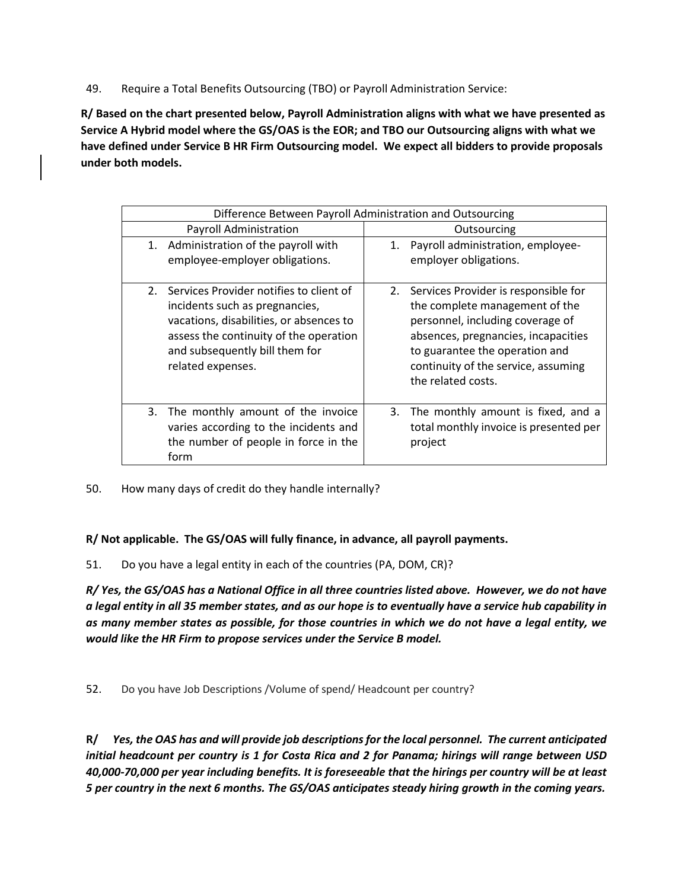49. Require a Total Benefits Outsourcing (TBO) or Payroll Administration Service:

**R/ Based on the chart presented below, Payroll Administration aligns with what we have presented as Service A Hybrid model where the GS/OAS is the EOR; and TBO our Outsourcing aligns with what we have defined under Service B HR Firm Outsourcing model. We expect all bidders to provide proposals under both models.**

| Difference Between Payroll Administration and Outsourcing | |
|---|---|
| Payroll Administration | Outsourcing |
| 1. Administration of the payroll with employee-employer obligations. | 1. Payroll administration, employee-employer obligations. |
| 2. Services Provider notifies to client of incidents such as pregnancies, vacations, disabilities, or absences to assess the continuity of the operation and subsequently bill them for related expenses. | 2. Services Provider is responsible for the complete management of the personnel, including coverage of absences, pregnancies, incapacities to guarantee the operation and continuity of the service, assuming the related costs. |
| 3. The monthly amount of the invoice varies according to the incidents and the number of people in force in the form | 3. The monthly amount is fixed, and a total monthly invoice is presented per project |

50. How many days of credit do they handle internally?

**R/ Not applicable. The GS/OAS will fully finance, in advance, all payroll payments.**

51. Do you have a legal entity in each of the countries (PA, DOM, CR)?

***R/ Yes, the GS/OAS has a National Office in all three countries listed above. However, we do not have a legal entity in all 35 member states, and as our hope is to eventually have a service hub capability in as many member states as possible, for those countries in which we do not have a legal entity, we would like the HR Firm to propose services under the Service B model.***

52. Do you have Job Descriptions /Volume of spend/ Headcount per country?

**R/** ***Yes, the OAS has and will provide job descriptions for the local personnel. The current anticipated initial headcount per country is 1 for Costa Rica and 2 for Panama; hirings will range between USD 40,000-70,000 per year including benefits. It is foreseeable that the hirings per country will be at least 5 per country in the next 6 months. The GS/OAS anticipates steady hiring growth in the coming years.***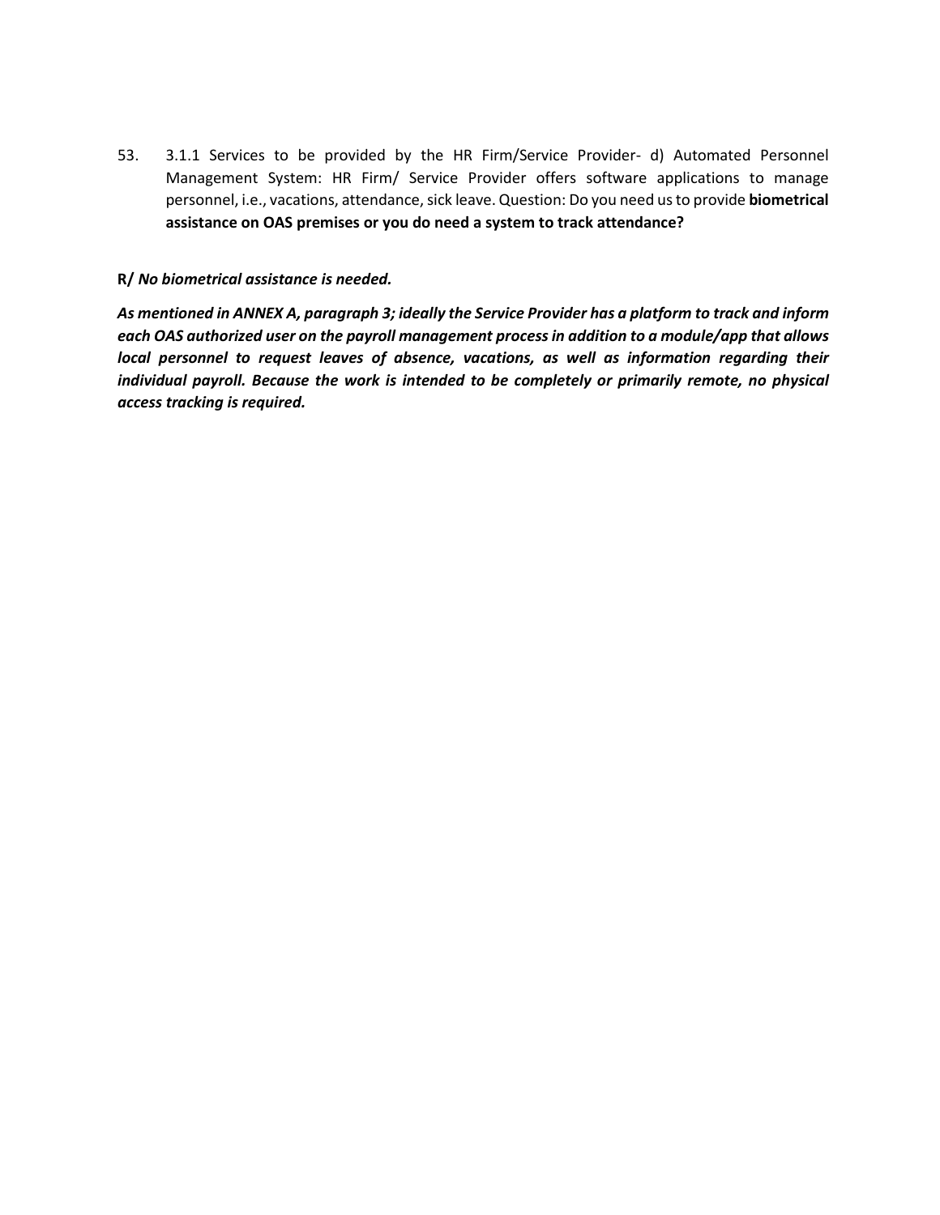53. 3.1.1 Services to be provided by the HR Firm/Service Provider- d) Automated Personnel Management System: HR Firm/ Service Provider offers software applications to manage personnel, i.e., vacations, attendance, sick leave. Question: Do you need us to provide **biometrical assistance on OAS premises or you do need a system to track attendance?**

**R/** ***No biometrical assistance is needed.***

***As mentioned in ANNEX A, paragraph 3; ideally the Service Provider has a platform to track and inform each OAS authorized user on the payroll management process in addition to a module/app that allows local personnel to request leaves of absence, vacations, as well as information regarding their individual payroll. Because the work is intended to be completely or primarily remote, no physical access tracking is required.***